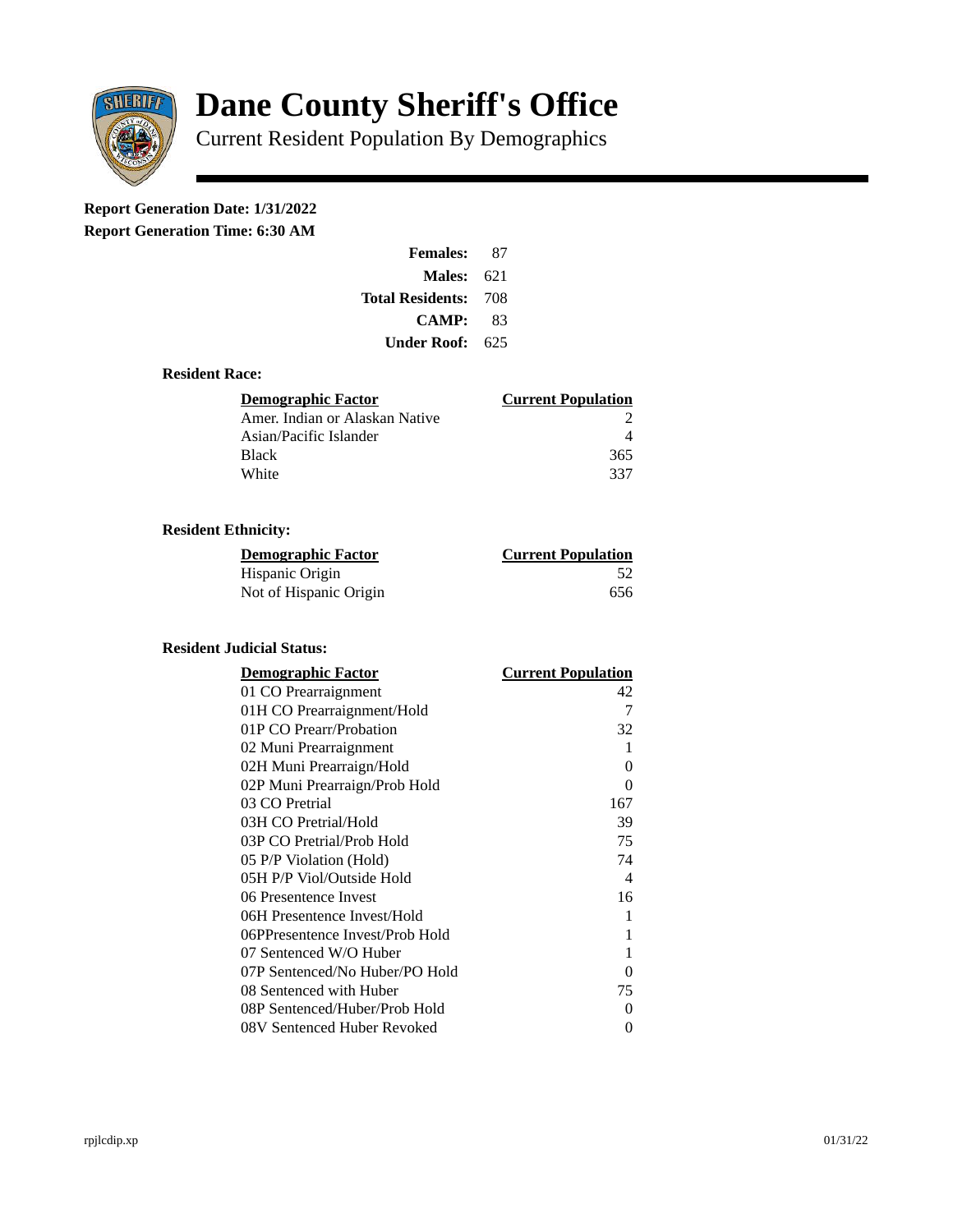# Dane County Sheriff's Office

Current Resident Population By Demographics

**Report Generation Date: 1/31/2022**

**Report Generation Time: 6:30 AM**

| | |
|---|---|
| **Females:** | 87 |
| **Males:** | 621 |
| **Total Residents:** | 708 |
| **CAMP:** | 83 |
| **Under Roof:** | 625 |

### Resident Race:

| Demographic Factor | Current Population |
|---|---|
| Amer. Indian or Alaskan Native | 2 |
| Asian/Pacific Islander | 4 |
| Black | 365 |
| White | 337 |

### Resident Ethnicity:

| Demographic Factor | Current Population |
|---|---|
| Hispanic Origin | 52 |
| Not of Hispanic Origin | 656 |

### Resident Judicial Status:

| Demographic Factor | Current Population |
|---|---|
| 01 CO Prearraignment | 42 |
| 01H CO Prearraignment/Hold | 7 |
| 01P CO Prearr/Probation | 32 |
| 02 Muni Prearraignment | 1 |
| 02H Muni Prearraign/Hold | 0 |
| 02P Muni Prearraign/Prob Hold | 0 |
| 03 CO Pretrial | 167 |
| 03H CO Pretrial/Hold | 39 |
| 03P CO Pretrial/Prob Hold | 75 |
| 05 P/P Violation (Hold) | 74 |
| 05H P/P Viol/Outside Hold | 4 |
| 06 Presentence Invest | 16 |
| 06H Presentence Invest/Hold | 1 |
| 06PPresentence Invest/Prob Hold | 1 |
| 07 Sentenced W/O Huber | 1 |
| 07P Sentenced/No Huber/PO Hold | 0 |
| 08 Sentenced with Huber | 75 |
| 08P Sentenced/Huber/Prob Hold | 0 |
| 08V Sentenced Huber Revoked | 0 |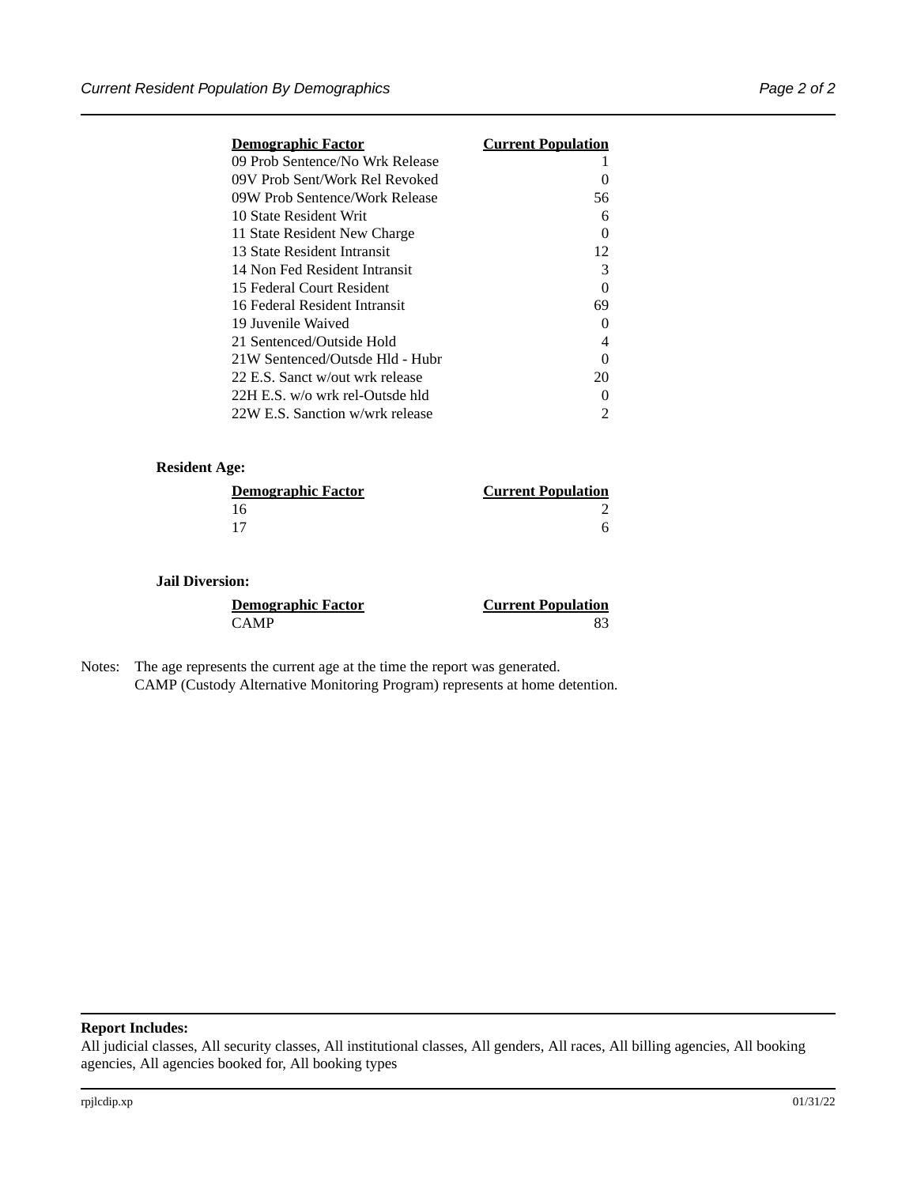| Demographic Factor | Current Population |
|---|---|
| 09 Prob Sentence/No Wrk Release | 1 |
| 09V Prob Sent/Work Rel Revoked | 0 |
| 09W Prob Sentence/Work Release | 56 |
| 10 State Resident Writ | 6 |
| 11 State Resident New Charge | 0 |
| 13 State Resident Intransit | 12 |
| 14 Non Fed Resident Intransit | 3 |
| 15 Federal Court Resident | 0 |
| 16 Federal Resident Intransit | 69 |
| 19 Juvenile Waived | 0 |
| 21 Sentenced/Outside Hold | 4 |
| 21W Sentenced/Outsde Hld - Hubr | 0 |
| 22 E.S. Sanct w/out wrk release | 20 |
| 22H E.S. w/o wrk rel-Outsde hld | 0 |
| 22W E.S. Sanction w/wrk release | 2 |

**Resident Age:**

| Demographic Factor | Current Population |
|---|---|
| 16 | 2 |
| 17 | 6 |

**Jail Diversion:**

| Demographic Factor | Current Population |
|---|---|
| CAMP | 83 |

Notes: The age represents the current age at the time the report was generated.
CAMP (Custody Alternative Monitoring Program) represents at home detention.

**Report Includes:**
All judicial classes, All security classes, All institutional classes, All genders, All races, All billing agencies, All booking agencies, All agencies booked for, All booking types

rpjlcdip.xp 01/31/22